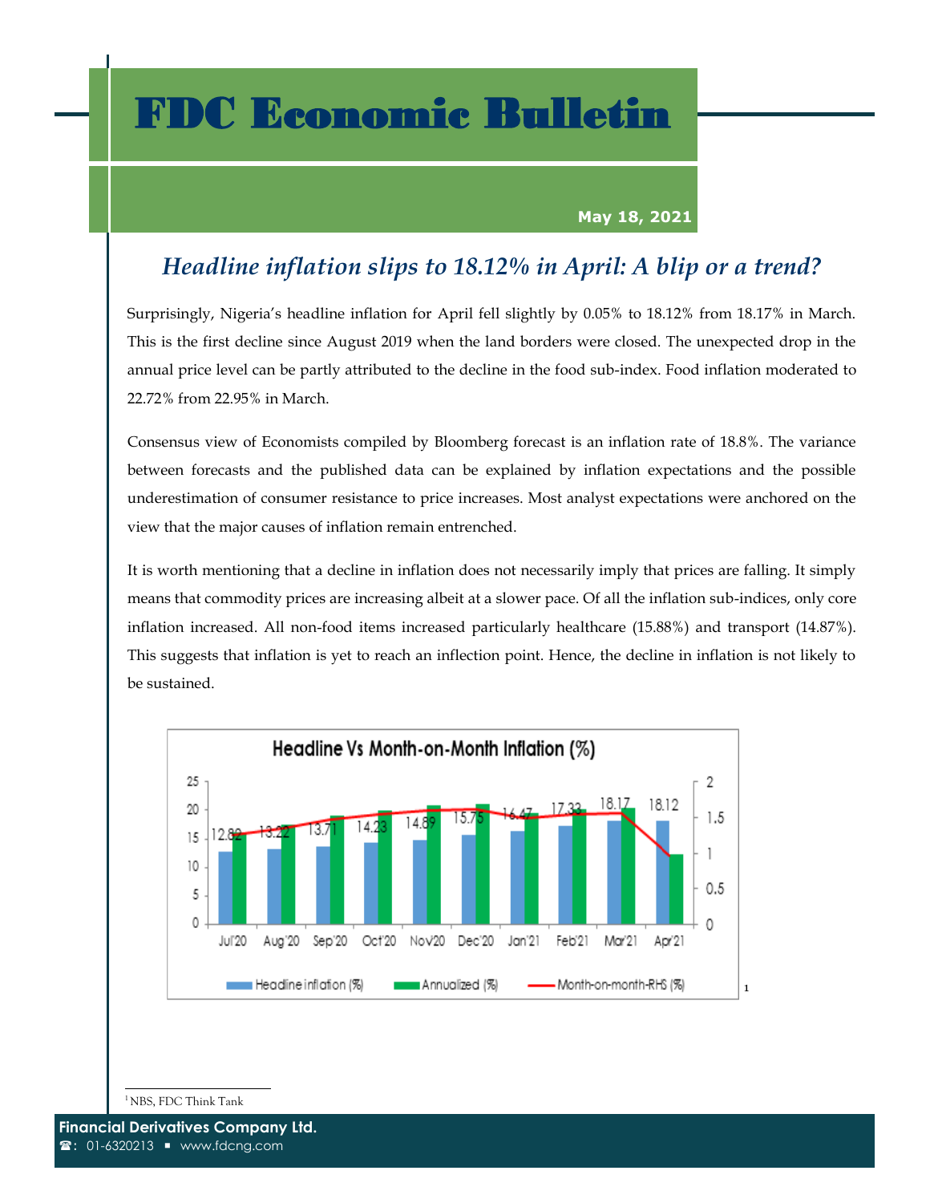# FDC Economic Bulletin

**May 18, 2021**

## *Headline inflation slips to 18.12% in April: A blip or a trend?*

Surprisingly, Nigeria's headline inflation for April fell slightly by 0.05% to 18.12% from 18.17% in March. This is the first decline since August 2019 when the land borders were closed. The unexpected drop in the annual price level can be partly attributed to the decline in the food sub-index. Food inflation moderated to 22.72% from 22.95% in March.

Consensus view of Economists compiled by Bloomberg forecast is an inflation rate of 18.8%. The variance between forecasts and the published data can be explained by inflation expectations and the possible underestimation of consumer resistance to price increases. Most analyst expectations were anchored on the view that the major causes of inflation remain entrenched.

It is worth mentioning that a decline in inflation does not necessarily imply that prices are falling. It simply means that commodity prices are increasing albeit at a slower pace. Of all the inflation sub-indices, only core inflation increased. All non-food items increased particularly healthcare (15.88%) and transport (14.87%). This suggests that inflation is yet to reach an inflection point. Hence, the decline in inflation is not likely to be sustained.

**Headline Vs Month-on-Month Inflation (%)**[1]

| | Jul'20 | Aug'20 | Sep'20 | Oct'20 | Nov'20 | Dec'20 | Jan'21 | Feb'21 | Mar'21 | Apr'21 |
|---|---|---|---|---|---|---|---|---|---|---|
| Headline inflation (%) | 12.82 | 13.22 | 13.71 | 14.23 | 14.89 | 15.75 | 16.47 | 17.33 | 18.17 | 18.12 |

Legend: Headline inflation (%), Annualized (%), Month-on-month-RHS (%)

[1] NBS, FDC Think Tank

**Financial Derivatives Company Ltd.**
☎: 01-6320213 ▪ www.fdcng.com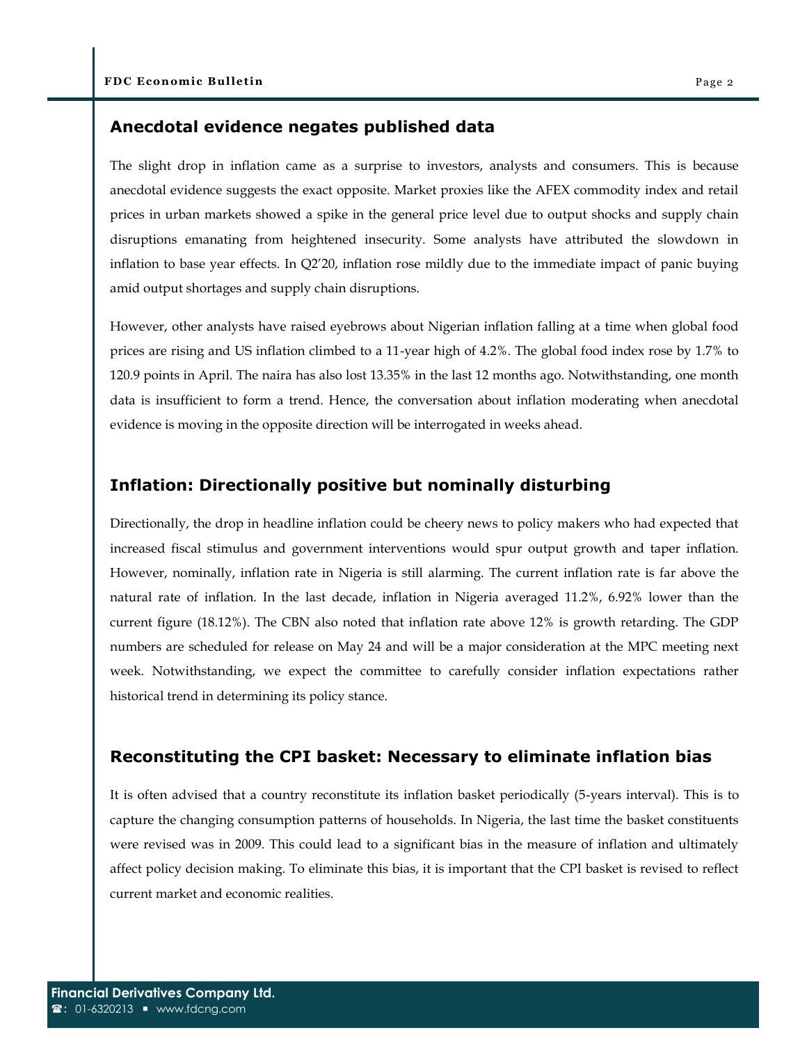## Anecdotal evidence negates published data

The slight drop in inflation came as a surprise to investors, analysts and consumers. This is because anecdotal evidence suggests the exact opposite. Market proxies like the AFEX commodity index and retail prices in urban markets showed a spike in the general price level due to output shocks and supply chain disruptions emanating from heightened insecurity. Some analysts have attributed the slowdown in inflation to base year effects. In Q2'20, inflation rose mildly due to the immediate impact of panic buying amid output shortages and supply chain disruptions.

However, other analysts have raised eyebrows about Nigerian inflation falling at a time when global food prices are rising and US inflation climbed to a 11-year high of 4.2%. The global food index rose by 1.7% to 120.9 points in April. The naira has also lost 13.35% in the last 12 months ago. Notwithstanding, one month data is insufficient to form a trend. Hence, the conversation about inflation moderating when anecdotal evidence is moving in the opposite direction will be interrogated in weeks ahead.

## Inflation: Directionally positive but nominally disturbing

Directionally, the drop in headline inflation could be cheery news to policy makers who had expected that increased fiscal stimulus and government interventions would spur output growth and taper inflation. However, nominally, inflation rate in Nigeria is still alarming. The current inflation rate is far above the natural rate of inflation. In the last decade, inflation in Nigeria averaged 11.2%, 6.92% lower than the current figure (18.12%). The CBN also noted that inflation rate above 12% is growth retarding. The GDP numbers are scheduled for release on May 24 and will be a major consideration at the MPC meeting next week. Notwithstanding, we expect the committee to carefully consider inflation expectations rather historical trend in determining its policy stance.

## Reconstituting the CPI basket: Necessary to eliminate inflation bias

It is often advised that a country reconstitute its inflation basket periodically (5-years interval). This is to capture the changing consumption patterns of households. In Nigeria, the last time the basket constituents were revised was in 2009. This could lead to a significant bias in the measure of inflation and ultimately affect policy decision making. To eliminate this bias, it is important that the CPI basket is revised to reflect current market and economic realities.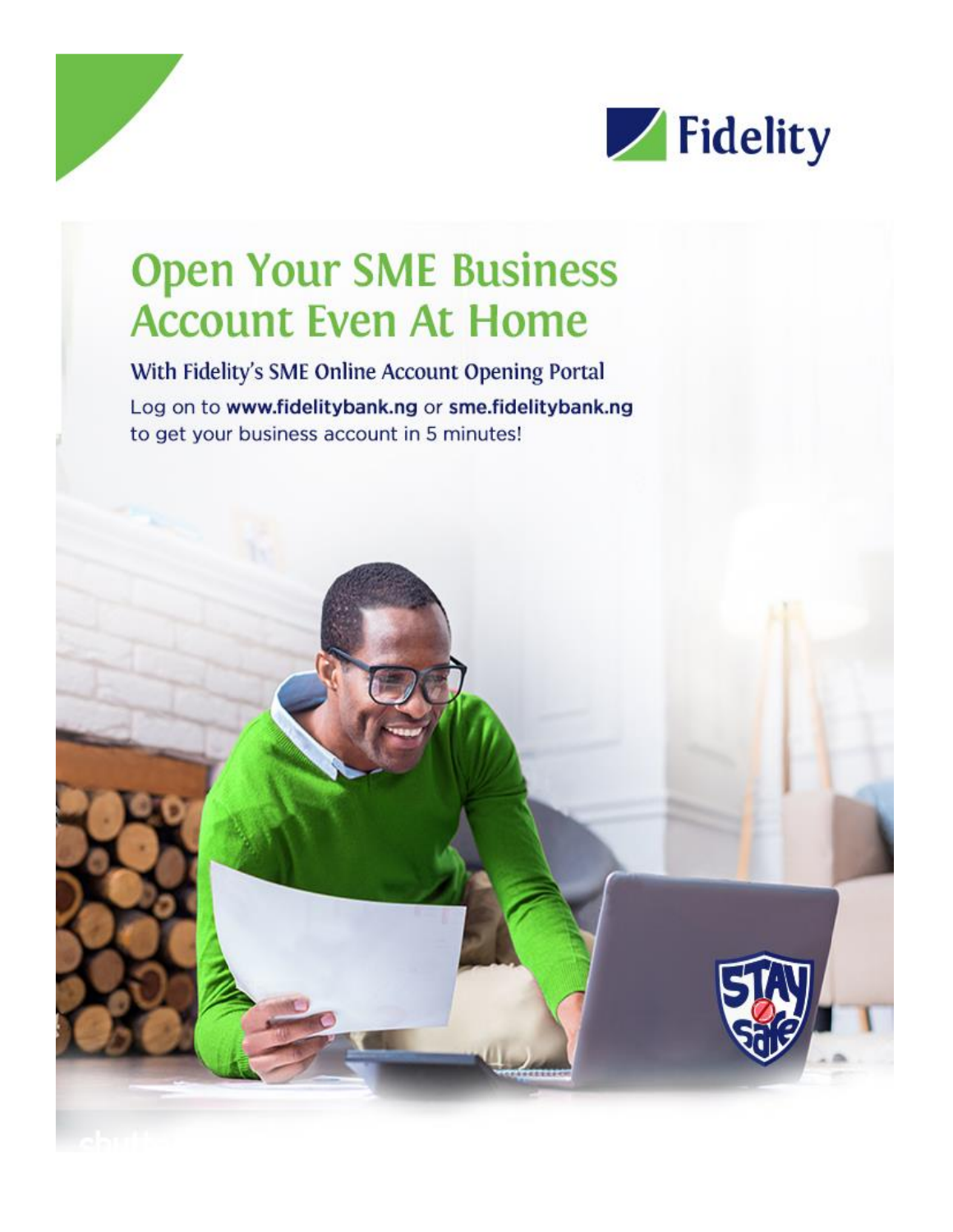Fidelity

# Open Your SME Business Account Even At Home

### With Fidelity's SME Online Account Opening Portal

Log on to **www.fidelitybank.ng** or **sme.fidelitybank.ng** to get your business account in 5 minutes!

STAY Safe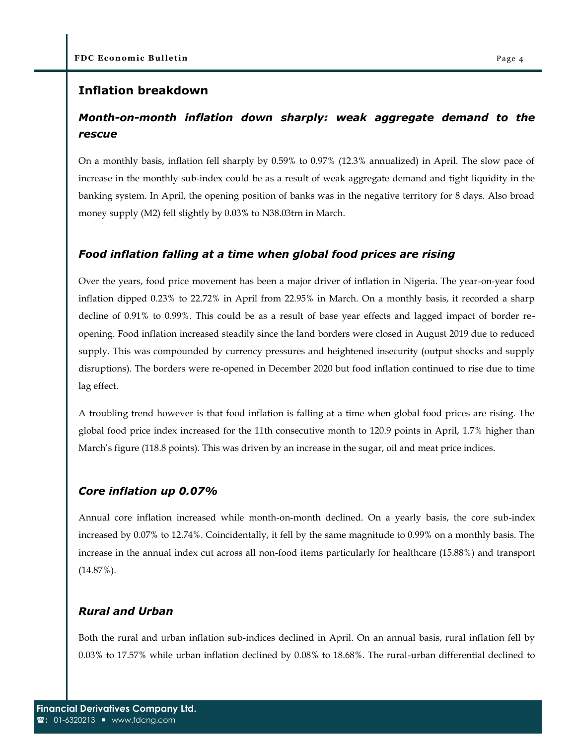## Inflation breakdown

### *Month-on-month inflation down sharply: weak aggregate demand to the rescue*

On a monthly basis, inflation fell sharply by 0.59% to 0.97% (12.3% annualized) in April. The slow pace of increase in the monthly sub-index could be as a result of weak aggregate demand and tight liquidity in the banking system. In April, the opening position of banks was in the negative territory for 8 days. Also broad money supply (M2) fell slightly by 0.03% to N38.03trn in March.

### *Food inflation falling at a time when global food prices are rising*

Over the years, food price movement has been a major driver of inflation in Nigeria. The year-on-year food inflation dipped 0.23% to 22.72% in April from 22.95% in March. On a monthly basis, it recorded a sharp decline of 0.91% to 0.99%. This could be as a result of base year effects and lagged impact of border re-opening. Food inflation increased steadily since the land borders were closed in August 2019 due to reduced supply. This was compounded by currency pressures and heightened insecurity (output shocks and supply disruptions). The borders were re-opened in December 2020 but food inflation continued to rise due to time lag effect.

A troubling trend however is that food inflation is falling at a time when global food prices are rising. The global food price index increased for the 11th consecutive month to 120.9 points in April, 1.7% higher than March's figure (118.8 points). This was driven by an increase in the sugar, oil and meat price indices.

### *Core inflation up 0.07%*

Annual core inflation increased while month-on-month declined. On a yearly basis, the core sub-index increased by 0.07% to 12.74%. Coincidentally, it fell by the same magnitude to 0.99% on a monthly basis. The increase in the annual index cut across all non-food items particularly for healthcare (15.88%) and transport (14.87%).

### *Rural and Urban*

Both the rural and urban inflation sub-indices declined in April. On an annual basis, rural inflation fell by 0.03% to 17.57% while urban inflation declined by 0.08% to 18.68%. The rural-urban differential declined to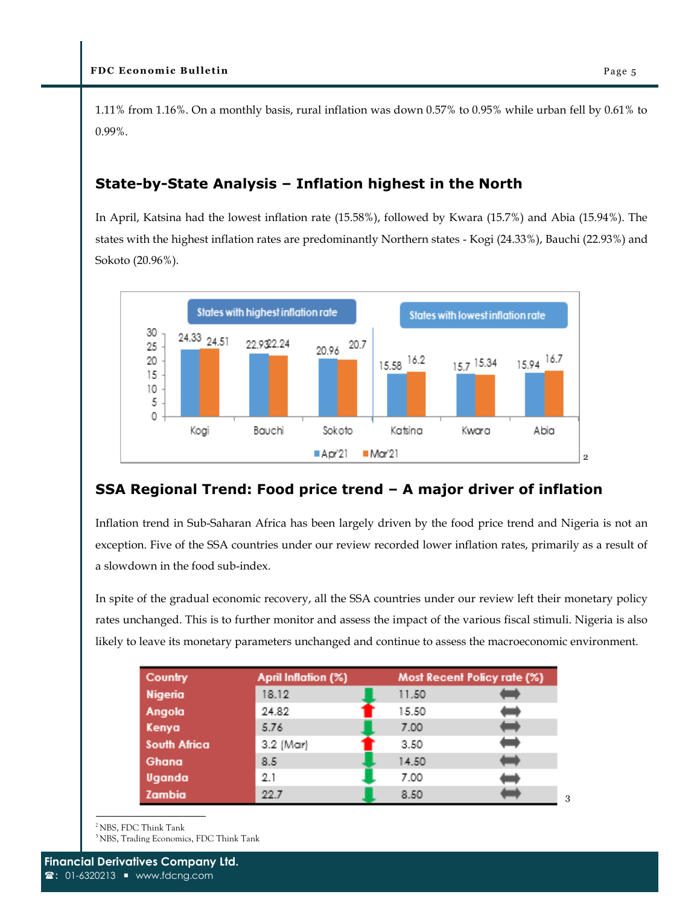1.11% from 1.16%. On a monthly basis, rural inflation was down 0.57% to 0.95% while urban fell by 0.61% to 0.99%.

## State-by-State Analysis – Inflation highest in the North

In April, Katsina had the lowest inflation rate (15.58%), followed by Kwara (15.7%) and Abia (15.94%). The states with the highest inflation rates are predominantly Northern states - Kogi (24.33%), Bauchi (22.93%) and Sokoto (20.96%).

| | States with highest inflation rate | | | States with lowest inflation rate | | |
|---|---|---|---|---|---|---|
| | Kogi | Bauchi | Sokoto | Katsina | Kwara | Abia |
| Apr'21 | 24.33 | 22.93 | 20.96 | 15.58 | 15.7 | 15.94 |
| Mar'21 | 24.51 | 22.24 | 20.7 | 16.2 | 15.34 | 16.7 |

[2]

## SSA Regional Trend: Food price trend – A major driver of inflation

Inflation trend in Sub-Saharan Africa has been largely driven by the food price trend and Nigeria is not an exception. Five of the SSA countries under our review recorded lower inflation rates, primarily as a result of a slowdown in the food sub-index.

In spite of the gradual economic recovery, all the SSA countries under our review left their monetary policy rates unchanged. This is to further monitor and assess the impact of the various fiscal stimuli. Nigeria is also likely to leave its monetary parameters unchanged and continue to assess the macroeconomic environment.

| Country | April Inflation (%) | | Most Recent Policy rate (%) | |
|---|---|---|---|---|
| Nigeria | 18.12 | ↓ | 11.50 | ↔ |
| Angola | 24.82 | ↑ | 15.50 | ↔ |
| Kenya | 5.76 | ↓ | 7.00 | ↔ |
| South Africa | 3.2 (Mar) | ↑ | 3.50 | ↔ |
| Ghana | 8.5 | ↓ | 14.50 | ↔ |
| Uganda | 2.1 | ↓ | 7.00 | ↔ |
| Zambia | 22.7 | ↓ | 8.50 | ↔ |

[3]

---

[2] NBS, FDC Think Tank

[3] NBS, Trading Economics, FDC Think Tank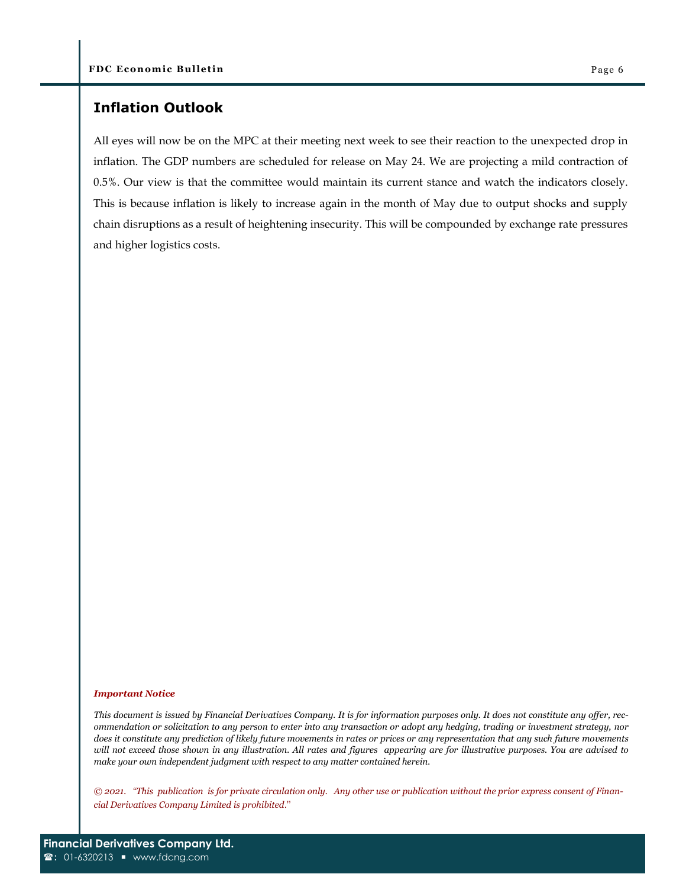## Inflation Outlook

All eyes will now be on the MPC at their meeting next week to see their reaction to the unexpected drop in inflation. The GDP numbers are scheduled for release on May 24. We are projecting a mild contraction of 0.5%. Our view is that the committee would maintain its current stance and watch the indicators closely. This is because inflation is likely to increase again in the month of May due to output shocks and supply chain disruptions as a result of heightening insecurity. This will be compounded by exchange rate pressures and higher logistics costs.

***Important Notice***

*This document is issued by Financial Derivatives Company. It is for information purposes only. It does not constitute any offer, recommendation or solicitation to any person to enter into any transaction or adopt any hedging, trading or investment strategy, nor does it constitute any prediction of likely future movements in rates or prices or any representation that any such future movements will not exceed those shown in any illustration. All rates and figures appearing are for illustrative purposes. You are advised to make your own independent judgment with respect to any matter contained herein.*

*© 2021. "This publication is for private circulation only. Any other use or publication without the prior express consent of Financial Derivatives Company Limited is prohibited."*

**Financial Derivatives Company Ltd.**
☎: 01-6320213 ▪ www.fdcng.com